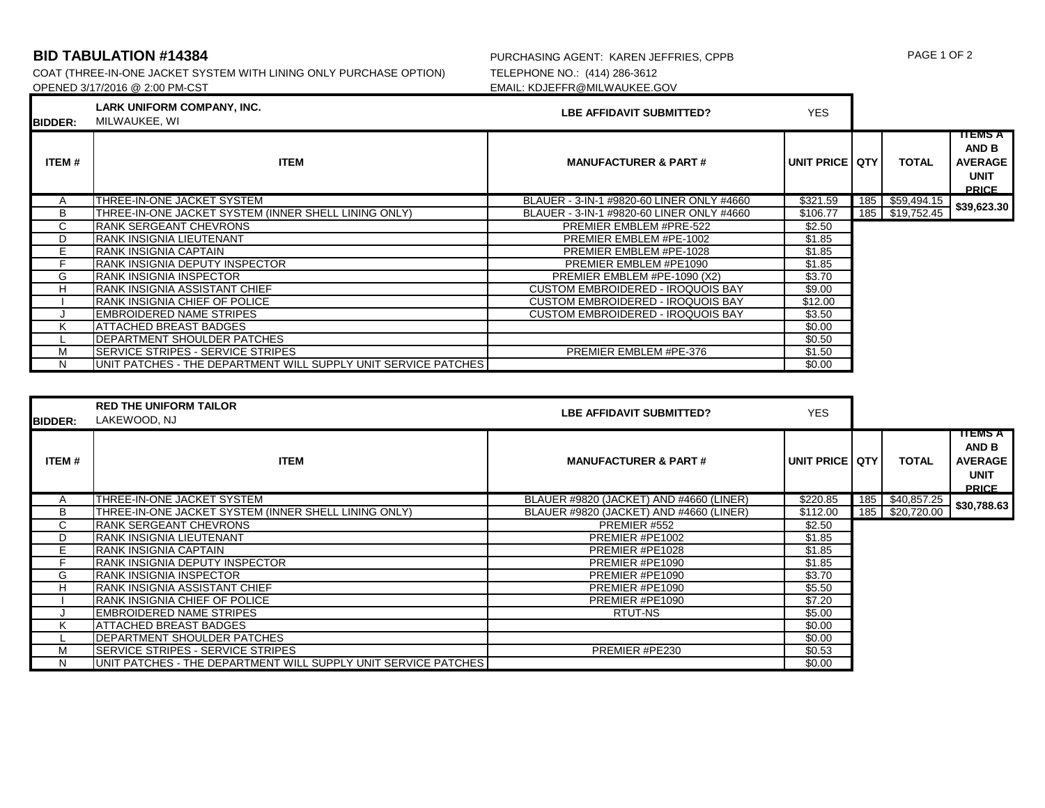# BID TABULATION #14384

COAT (THREE-IN-ONE JACKET SYSTEM WITH LINING ONLY PURCHASE OPTION)
OPENED 3/17/2016 @ 2:00 PM-CST

PURCHASING AGENT: KAREN JEFFRIES, CPPB
TELEPHONE NO.: (414) 286-3612
EMAIL: KDJEFFR@MILWAUKEE.GOV

| BIDDER: | LARK UNIFORM COMPANY, INC. MILWAUKEE, WI | LBE AFFIDAVIT SUBMITTED? | YES | | | |
|---|---|---|---|---|---|---|
| **ITEM #** | **ITEM** | **MANUFACTURER & PART #** | **UNIT PRICE** | **QTY** | **TOTAL** | **ITEMS A AND B AVERAGE UNIT PRICE** |
| A | THREE-IN-ONE JACKET SYSTEM | BLAUER - 3-IN-1 #9820-60 LINER ONLY #4660 | $321.59 | 185 | $59,494.15 | $39,623.30 |
| B | THREE-IN-ONE JACKET SYSTEM (INNER SHELL LINING ONLY) | BLAUER - 3-IN-1 #9820-60 LINER ONLY #4660 | $106.77 | 185 | $19,752.45 | |
| C | RANK SERGEANT CHEVRONS | PREMIER EMBLEM #PRE-522 | $2.50 | | | |
| D | RANK INSIGNIA LIEUTENANT | PREMIER EMBLEM #PE-1002 | $1.85 | | | |
| E | RANK INSIGNIA CAPTAIN | PREMIER EMBLEM #PE-1028 | $1.85 | | | |
| F | RANK INSIGNIA DEPUTY INSPECTOR | PREMIER EMBLEM #PE1090 | $1.85 | | | |
| G | RANK INSIGNIA INSPECTOR | PREMIER EMBLEM #PE-1090 (X2) | $3.70 | | | |
| H | RANK INSIGNIA ASSISTANT CHIEF | CUSTOM EMBROIDERED - IROQUOIS BAY | $9.00 | | | |
| I | RANK INSIGNIA CHIEF OF POLICE | CUSTOM EMBROIDERED - IROQUOIS BAY | $12.00 | | | |
| J | EMBROIDERED NAME STRIPES | CUSTOM EMBROIDERED - IROQUOIS BAY | $3.50 | | | |
| K | ATTACHED BREAST BADGES | | $0.00 | | | |
| L | DEPARTMENT SHOULDER PATCHES | | $0.50 | | | |
| M | SERVICE STRIPES - SERVICE STRIPES | PREMIER EMBLEM #PE-376 | $1.50 | | | |
| N | UNIT PATCHES - THE DEPARTMENT WILL SUPPLY UNIT SERVICE PATCHES | | $0.00 | | | |

| BIDDER: | RED THE UNIFORM TAILOR LAKEWOOD, NJ | LBE AFFIDAVIT SUBMITTED? | YES | | | |
|---|---|---|---|---|---|---|
| **ITEM #** | **ITEM** | **MANUFACTURER & PART #** | **UNIT PRICE** | **QTY** | **TOTAL** | **ITEMS A AND B AVERAGE UNIT PRICE** |
| A | THREE-IN-ONE JACKET SYSTEM | BLAUER #9820 (JACKET) AND #4660 (LINER) | $220.85 | 185 | $40,857.25 | $30,788.63 |
| B | THREE-IN-ONE JACKET SYSTEM (INNER SHELL LINING ONLY) | BLAUER #9820 (JACKET) AND #4660 (LINER) | $112.00 | 185 | $20,720.00 | |
| C | RANK SERGEANT CHEVRONS | PREMIER #552 | $2.50 | | | |
| D | RANK INSIGNIA LIEUTENANT | PREMIER #PE1002 | $1.85 | | | |
| E | RANK INSIGNIA CAPTAIN | PREMIER #PE1028 | $1.85 | | | |
| F | RANK INSIGNIA DEPUTY INSPECTOR | PREMIER #PE1090 | $1.85 | | | |
| G | RANK INSIGNIA INSPECTOR | PREMIER #PE1090 | $3.70 | | | |
| H | RANK INSIGNIA ASSISTANT CHIEF | PREMIER #PE1090 | $5.50 | | | |
| I | RANK INSIGNIA CHIEF OF POLICE | PREMIER #PE1090 | $7.20 | | | |
| J | EMBROIDERED NAME STRIPES | RTUT-NS | $5.00 | | | |
| K | ATTACHED BREAST BADGES | | $0.00 | | | |
| L | DEPARTMENT SHOULDER PATCHES | | $0.00 | | | |
| M | SERVICE STRIPES - SERVICE STRIPES | PREMIER #PE230 | $0.53 | | | |
| N | UNIT PATCHES - THE DEPARTMENT WILL SUPPLY UNIT SERVICE PATCHES | | $0.00 | | | |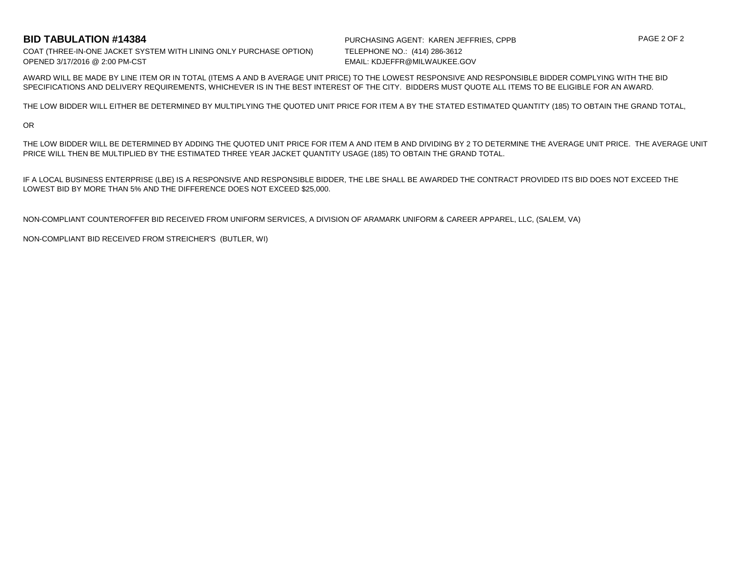## BID TABULATION #14384

COAT (THREE-IN-ONE JACKET SYSTEM WITH LINING ONLY PURCHASE OPTION)
OPENED 3/17/2016 @ 2:00 PM-CST

PURCHASING AGENT: KAREN JEFFRIES, CPPB
TELEPHONE NO.: (414) 286-3612
EMAIL: KDJEFFR@MILWAUKEE.GOV

AWARD WILL BE MADE BY LINE ITEM OR IN TOTAL (ITEMS A AND B AVERAGE UNIT PRICE) TO THE LOWEST RESPONSIVE AND RESPONSIBLE BIDDER COMPLYING WITH THE BID SPECIFICATIONS AND DELIVERY REQUIREMENTS, WHICHEVER IS IN THE BEST INTEREST OF THE CITY. BIDDERS MUST QUOTE ALL ITEMS TO BE ELIGIBLE FOR AN AWARD.

THE LOW BIDDER WILL EITHER BE DETERMINED BY MULTIPLYING THE QUOTED UNIT PRICE FOR ITEM A BY THE STATED ESTIMATED QUANTITY (185) TO OBTAIN THE GRAND TOTAL,

OR

THE LOW BIDDER WILL BE DETERMINED BY ADDING THE QUOTED UNIT PRICE FOR ITEM A AND ITEM B AND DIVIDING BY 2 TO DETERMINE THE AVERAGE UNIT PRICE. THE AVERAGE UNIT PRICE WILL THEN BE MULTIPLIED BY THE ESTIMATED THREE YEAR JACKET QUANTITY USAGE (185) TO OBTAIN THE GRAND TOTAL.

IF A LOCAL BUSINESS ENTERPRISE (LBE) IS A RESPONSIVE AND RESPONSIBLE BIDDER, THE LBE SHALL BE AWARDED THE CONTRACT PROVIDED ITS BID DOES NOT EXCEED THE LOWEST BID BY MORE THAN 5% AND THE DIFFERENCE DOES NOT EXCEED $25,000.

NON-COMPLIANT COUNTEROFFER BID RECEIVED FROM UNIFORM SERVICES, A DIVISION OF ARAMARK UNIFORM & CAREER APPAREL, LLC, (SALEM, VA)

NON-COMPLIANT BID RECEIVED FROM STREICHER'S (BUTLER, WI)